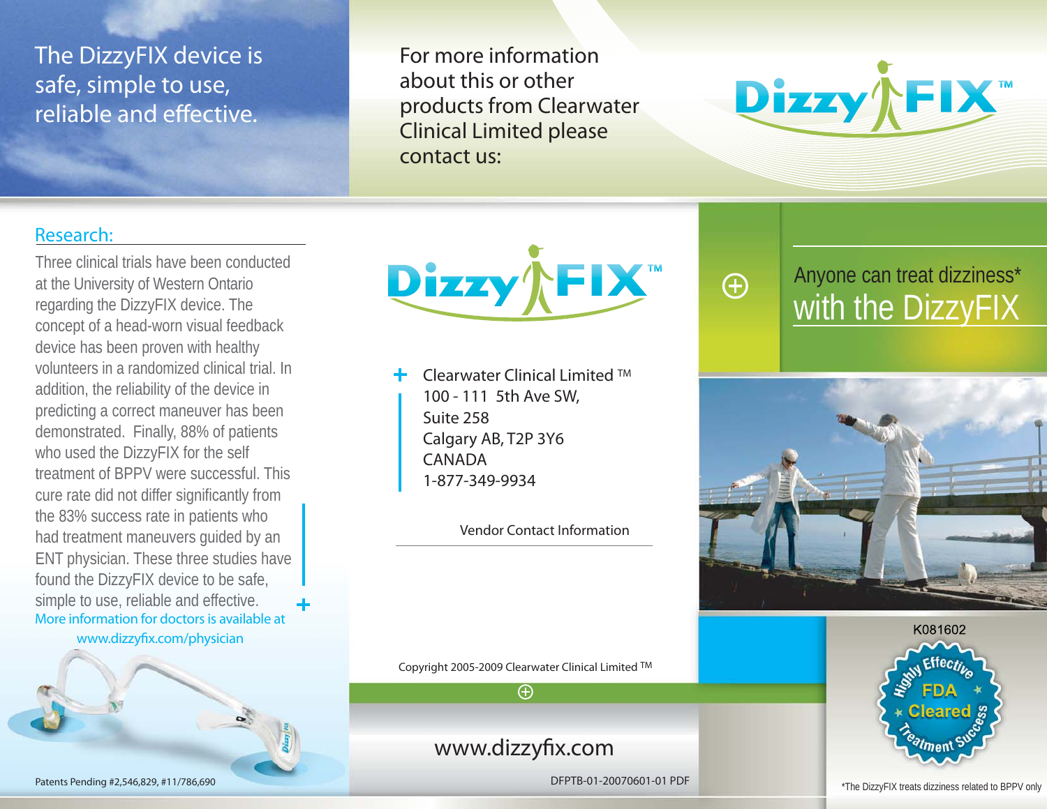The DizzyFIX device is safe, simple to use, reliable and effective.

## Research:

Three clinical trials have been conducted at the University of Western Ontario regarding the DizzyFIX device. The concept of a head-worn visual feedback device has been proven with healthy volunteers in a randomized clinical trial. In addition, the reliability of the device in predicting a correct maneuver has been demonstrated. Finally, 88% of patients who used the DizzyFIX for the self treatment of BPPV were successful. This cure rate did not differ significantly from the 83% success rate in patients who had treatment maneuvers guided by an ENT physician. These three studies have found the DizzyFIX device to be safe, simple to use, reliable and effective.

More information for doctors is available at www.dizzyfix.com/physician

Patents Pending #2,546,829, #11/786,690

For more information about this or other products from Clearwater Clinical Limited please contact us:

DizzyFIX™

Clearwater Clinical Limited ™
100 - 111 5th Ave SW,
Suite 258
Calgary AB, T2P 3Y6
CANADA
1-877-349-9934

Vendor Contact Information

Copyright 2005-2009 Clearwater Clinical Limited ™

www.dizzyfix.com

DFPTB-01-20070601-01 PDF

# Anyone can treat dizziness* with the DizzyFIX

K081602

Highly Effective FDA Cleared Treatment Success

*The DizzyFIX treats dizziness related to BPPV only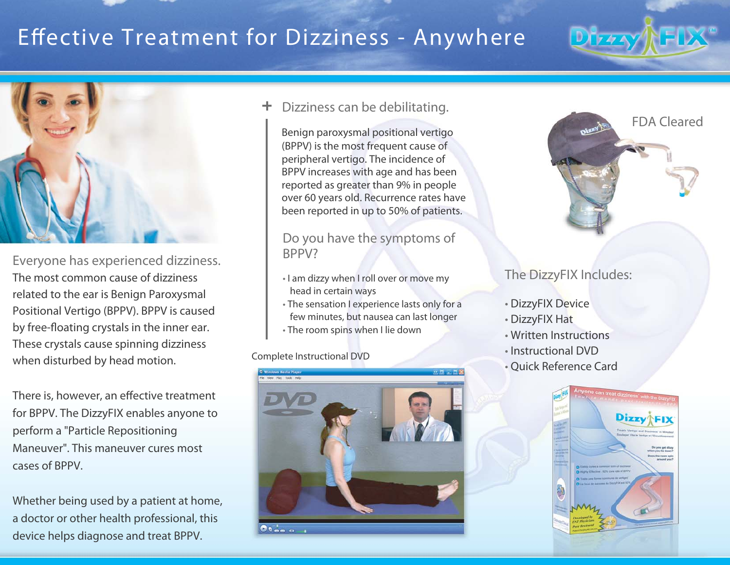# Effective Treatment for Dizziness - Anywhere

## Everyone has experienced dizziness.

The most common cause of dizziness related to the ear is Benign Paroxysmal Positional Vertigo (BPPV). BPPV is caused by free-floating crystals in the inner ear. These crystals cause spinning dizziness when disturbed by head motion.

There is, however, an effective treatment for BPPV. The DizzyFIX enables anyone to perform a "Particle Repositioning Maneuver". This maneuver cures most cases of BPPV.

Whether being used by a patient at home, a doctor or other health professional, this device helps diagnose and treat BPPV.

## Dizziness can be debilitating.

Benign paroxysmal positional vertigo (BPPV) is the most frequent cause of peripheral vertigo. The incidence of BPPV increases with age and has been reported as greater than 9% in people over 60 years old. Recurrence rates have been reported in up to 50% of patients.

## Do you have the symptoms of BPPV?

- I am dizzy when I roll over or move my head in certain ways
- The sensation I experience lasts only for a few minutes, but nausea can last longer
- The room spins when I lie down

Complete Instructional DVD

FDA Cleared

## The DizzyFIX Includes:

- DizzyFIX Device
- DizzyFIX Hat
- Written Instructions
- Instructional DVD
- Quick Reference Card